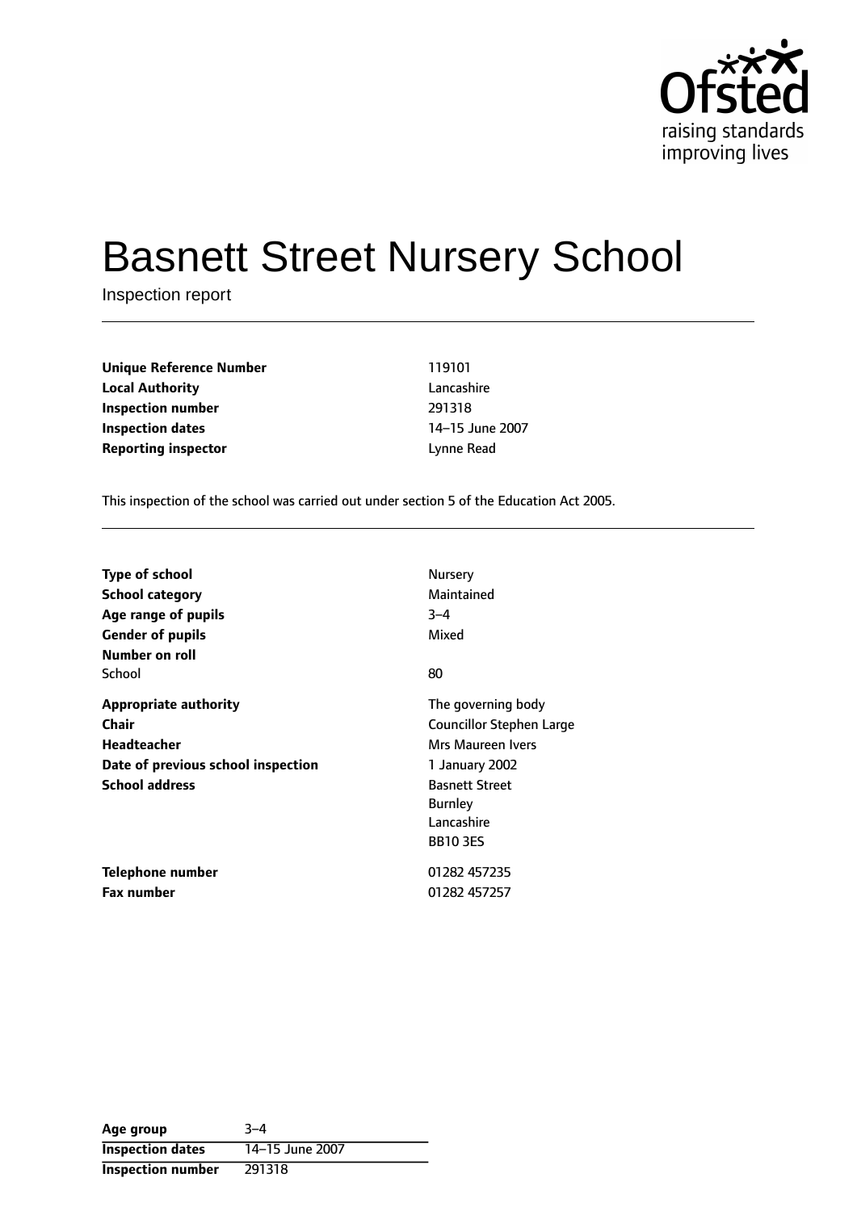Ofsted
raising standards
improving lives

# Basnett Street Nursery School

Inspection report

| | |
|---|---|
| **Unique Reference Number** | 119101 |
| **Local Authority** | Lancashire |
| **Inspection number** | 291318 |
| **Inspection dates** | 14–15 June 2007 |
| **Reporting inspector** | Lynne Read |

This inspection of the school was carried out under section 5 of the Education Act 2005.

| | |
|---|---|
| **Type of school** | Nursery |
| **School category** | Maintained |
| **Age range of pupils** | 3–4 |
| **Gender of pupils** | Mixed |
| **Number on roll** | |
| School | 80 |
| **Appropriate authority** | The governing body |
| **Chair** | Councillor Stephen Large |
| **Headteacher** | Mrs Maureen Ivers |
| **Date of previous school inspection** | 1 January 2002 |
| **School address** | Basnett Street<br>Burnley<br>Lancashire<br>BB10 3ES |
| **Telephone number** | 01282 457235 |
| **Fax number** | 01282 457257 |

| | |
|---|---|
| **Age group** | 3–4 |
| **Inspection dates** | 14–15 June 2007 |
| **Inspection number** | 291318 |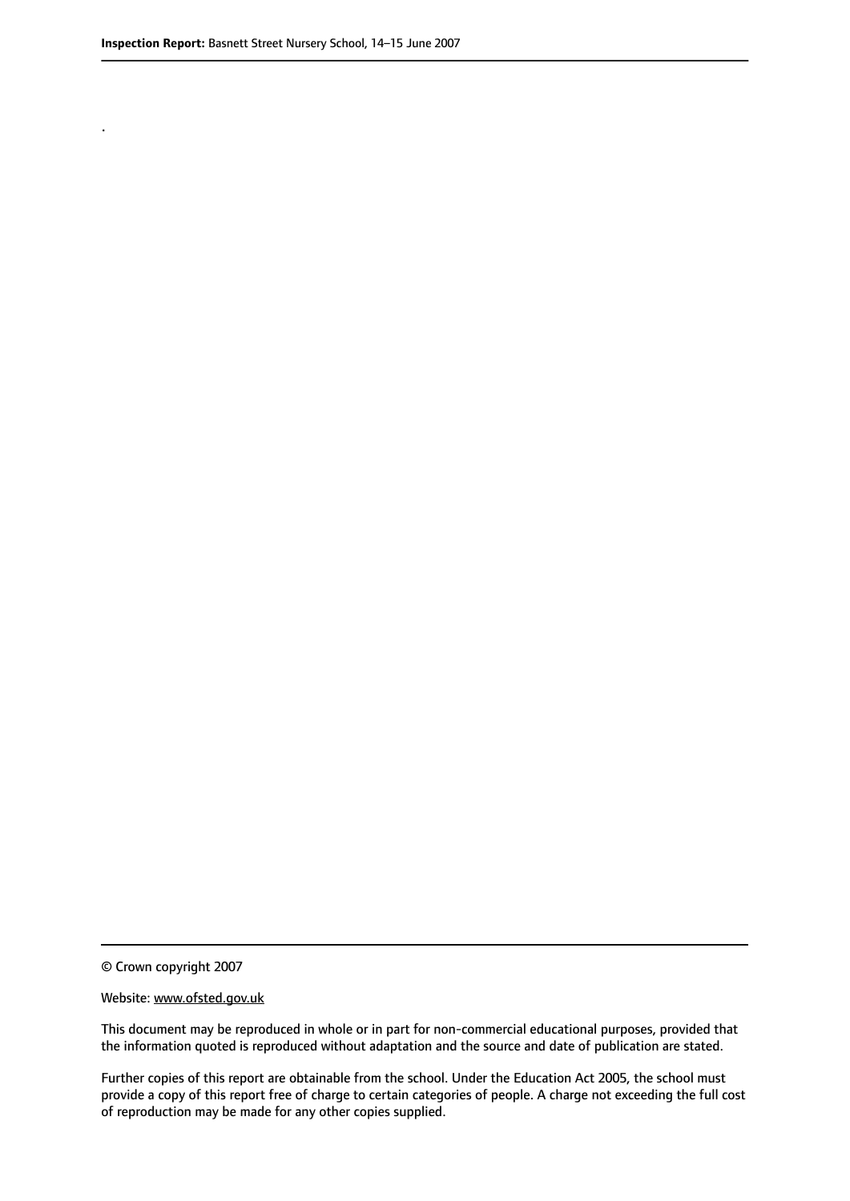.

© Crown copyright 2007

Website: www.ofsted.gov.uk

This document may be reproduced in whole or in part for non-commercial educational purposes, provided that the information quoted is reproduced without adaptation and the source and date of publication are stated.

Further copies of this report are obtainable from the school. Under the Education Act 2005, the school must provide a copy of this report free of charge to certain categories of people. A charge not exceeding the full cost of reproduction may be made for any other copies supplied.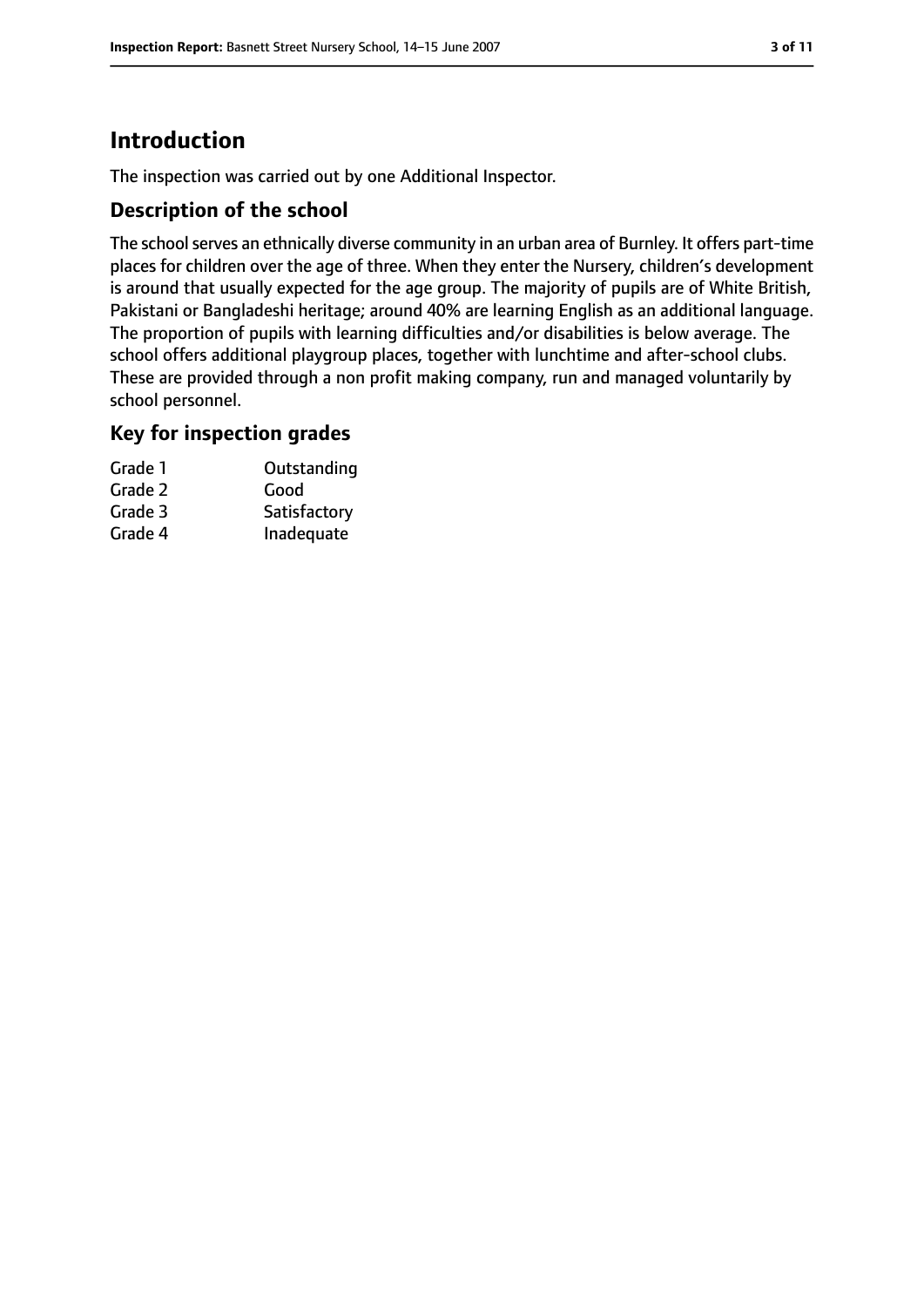# Introduction

The inspection was carried out by one Additional Inspector.

## Description of the school

The school serves an ethnically diverse community in an urban area of Burnley. It offers part-time places for children over the age of three. When they enter the Nursery, children's development is around that usually expected for the age group. The majority of pupils are of White British, Pakistani or Bangladeshi heritage; around 40% are learning English as an additional language. The proportion of pupils with learning difficulties and/or disabilities is below average. The school offers additional playgroup places, together with lunchtime and after-school clubs. These are provided through a non profit making company, run and managed voluntarily by school personnel.

## Key for inspection grades

| | |
|---|---|
| Grade 1 | Outstanding |
| Grade 2 | Good |
| Grade 3 | Satisfactory |
| Grade 4 | Inadequate |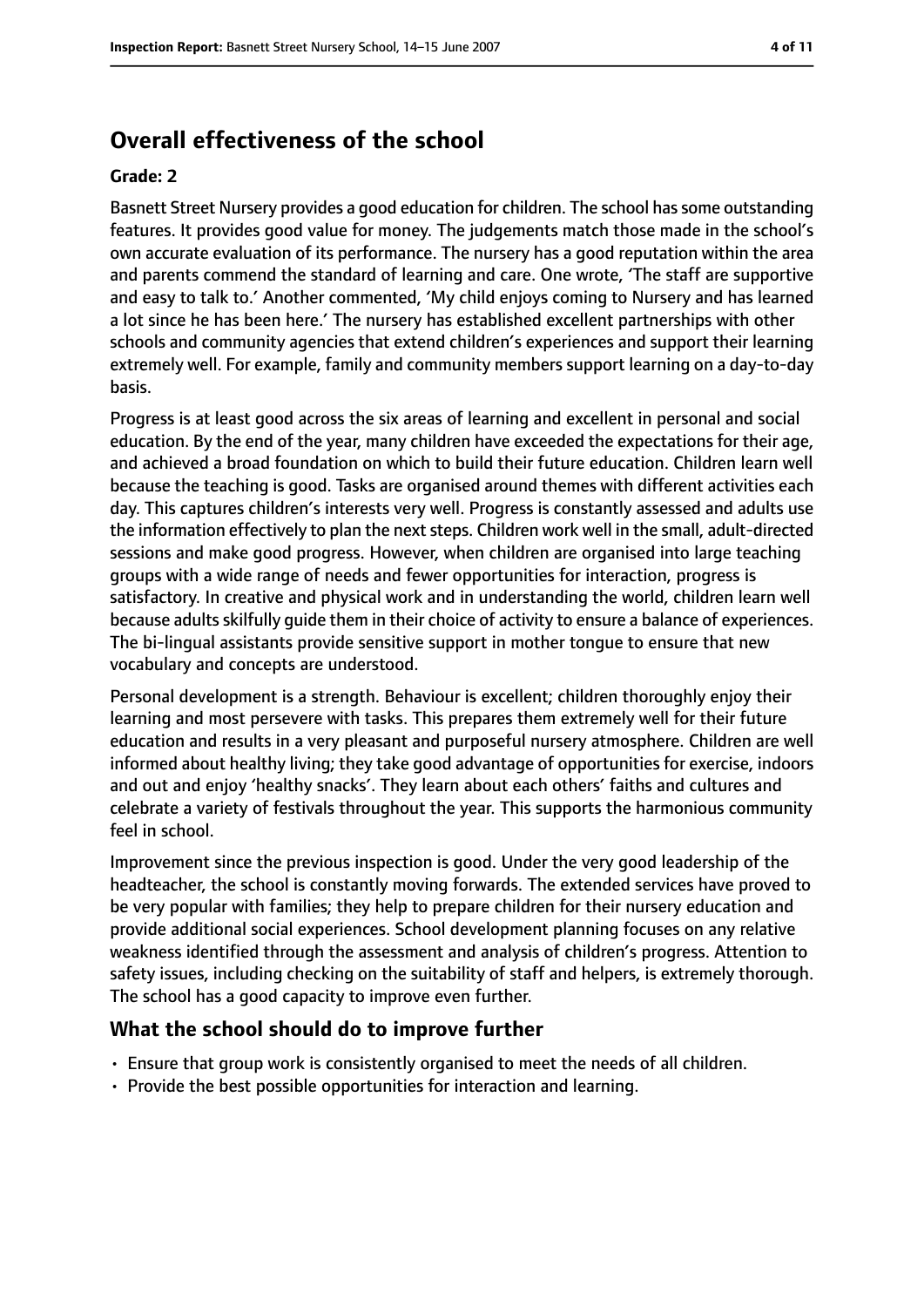## Overall effectiveness of the school

**Grade: 2**

Basnett Street Nursery provides a good education for children. The school has some outstanding features. It provides good value for money. The judgements match those made in the school's own accurate evaluation of its performance. The nursery has a good reputation within the area and parents commend the standard of learning and care. One wrote, 'The staff are supportive and easy to talk to.' Another commented, 'My child enjoys coming to Nursery and has learned a lot since he has been here.' The nursery has established excellent partnerships with other schools and community agencies that extend children's experiences and support their learning extremely well. For example, family and community members support learning on a day-to-day basis.

Progress is at least good across the six areas of learning and excellent in personal and social education. By the end of the year, many children have exceeded the expectations for their age, and achieved a broad foundation on which to build their future education. Children learn well because the teaching is good. Tasks are organised around themes with different activities each day. This captures children's interests very well. Progress is constantly assessed and adults use the information effectively to plan the next steps. Children work well in the small, adult-directed sessions and make good progress. However, when children are organised into large teaching groups with a wide range of needs and fewer opportunities for interaction, progress is satisfactory. In creative and physical work and in understanding the world, children learn well because adults skilfully guide them in their choice of activity to ensure a balance of experiences. The bi-lingual assistants provide sensitive support in mother tongue to ensure that new vocabulary and concepts are understood.

Personal development is a strength. Behaviour is excellent; children thoroughly enjoy their learning and most persevere with tasks. This prepares them extremely well for their future education and results in a very pleasant and purposeful nursery atmosphere. Children are well informed about healthy living; they take good advantage of opportunities for exercise, indoors and out and enjoy 'healthy snacks'. They learn about each others' faiths and cultures and celebrate a variety of festivals throughout the year. This supports the harmonious community feel in school.

Improvement since the previous inspection is good. Under the very good leadership of the headteacher, the school is constantly moving forwards. The extended services have proved to be very popular with families; they help to prepare children for their nursery education and provide additional social experiences. School development planning focuses on any relative weakness identified through the assessment and analysis of children's progress. Attention to safety issues, including checking on the suitability of staff and helpers, is extremely thorough. The school has a good capacity to improve even further.

### What the school should do to improve further

- Ensure that group work is consistently organised to meet the needs of all children.
- Provide the best possible opportunities for interaction and learning.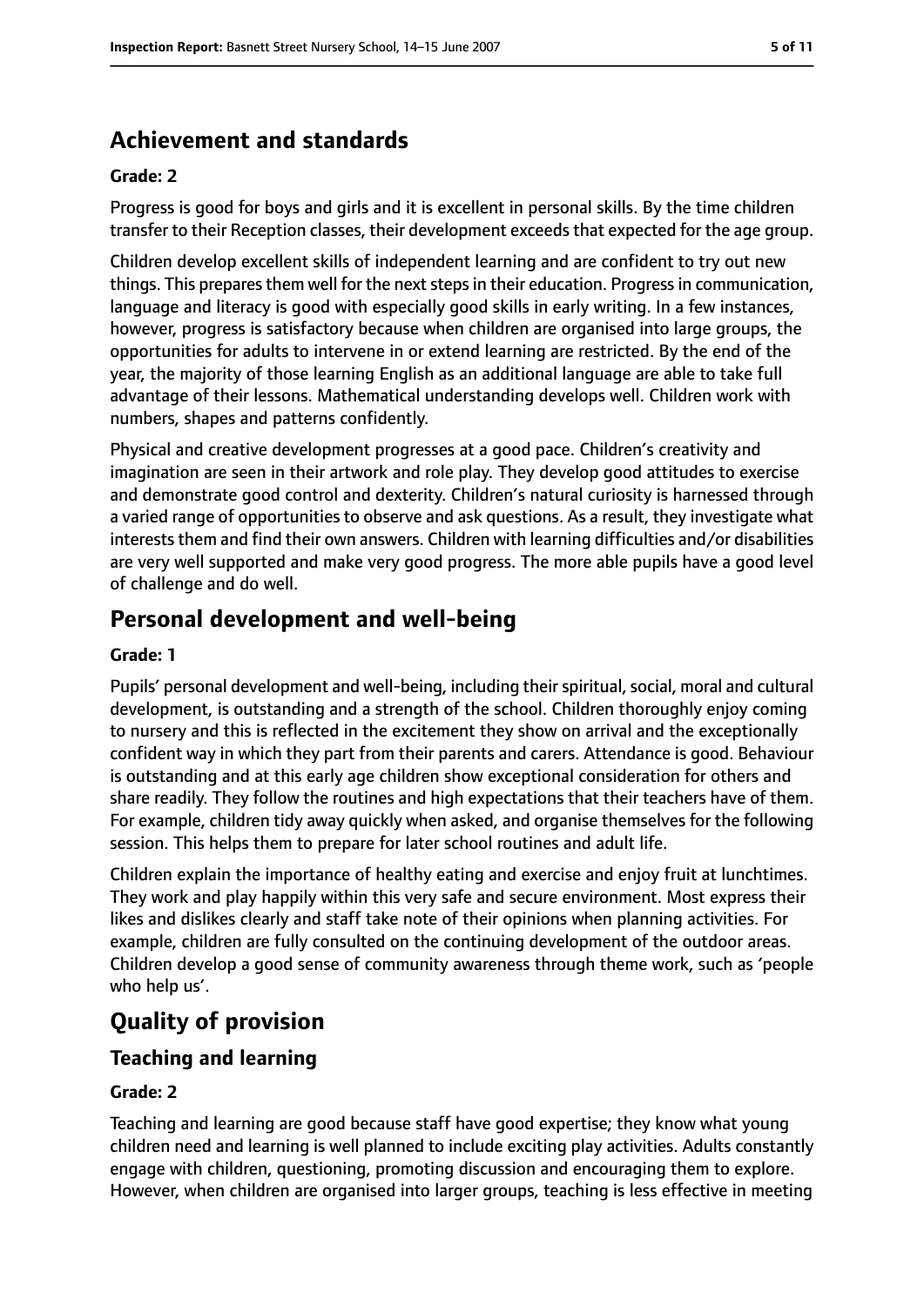## Achievement and standards

### Grade: 2

Progress is good for boys and girls and it is excellent in personal skills. By the time children transfer to their Reception classes, their development exceeds that expected for the age group.

Children develop excellent skills of independent learning and are confident to try out new things. This prepares them well for the next steps in their education. Progress in communication, language and literacy is good with especially good skills in early writing. In a few instances, however, progress is satisfactory because when children are organised into large groups, the opportunities for adults to intervene in or extend learning are restricted. By the end of the year, the majority of those learning English as an additional language are able to take full advantage of their lessons. Mathematical understanding develops well. Children work with numbers, shapes and patterns confidently.

Physical and creative development progresses at a good pace. Children's creativity and imagination are seen in their artwork and role play. They develop good attitudes to exercise and demonstrate good control and dexterity. Children's natural curiosity is harnessed through a varied range of opportunities to observe and ask questions. As a result, they investigate what interests them and find their own answers. Children with learning difficulties and/or disabilities are very well supported and make very good progress. The more able pupils have a good level of challenge and do well.

## Personal development and well-being

### Grade: 1

Pupils' personal development and well-being, including their spiritual, social, moral and cultural development, is outstanding and a strength of the school. Children thoroughly enjoy coming to nursery and this is reflected in the excitement they show on arrival and the exceptionally confident way in which they part from their parents and carers. Attendance is good. Behaviour is outstanding and at this early age children show exceptional consideration for others and share readily. They follow the routines and high expectations that their teachers have of them. For example, children tidy away quickly when asked, and organise themselves for the following session. This helps them to prepare for later school routines and adult life.

Children explain the importance of healthy eating and exercise and enjoy fruit at lunchtimes. They work and play happily within this very safe and secure environment. Most express their likes and dislikes clearly and staff take note of their opinions when planning activities. For example, children are fully consulted on the continuing development of the outdoor areas. Children develop a good sense of community awareness through theme work, such as 'people who help us'.

# Quality of provision

## Teaching and learning

### Grade: 2

Teaching and learning are good because staff have good expertise; they know what young children need and learning is well planned to include exciting play activities. Adults constantly engage with children, questioning, promoting discussion and encouraging them to explore. However, when children are organised into larger groups, teaching is less effective in meeting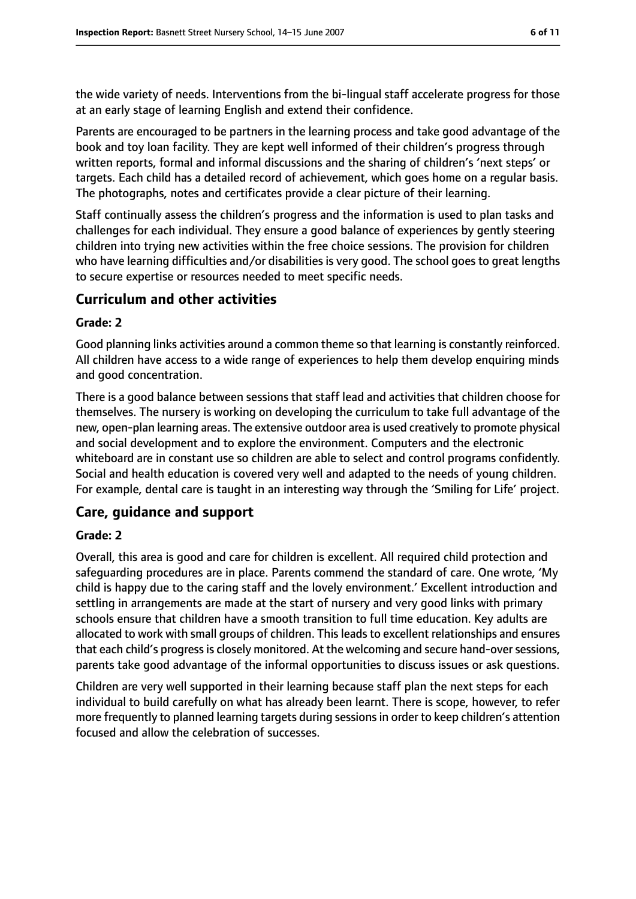the wide variety of needs. Interventions from the bi-lingual staff accelerate progress for those at an early stage of learning English and extend their confidence.

Parents are encouraged to be partners in the learning process and take good advantage of the book and toy loan facility. They are kept well informed of their children's progress through written reports, formal and informal discussions and the sharing of children's 'next steps' or targets. Each child has a detailed record of achievement, which goes home on a regular basis. The photographs, notes and certificates provide a clear picture of their learning.

Staff continually assess the children's progress and the information is used to plan tasks and challenges for each individual. They ensure a good balance of experiences by gently steering children into trying new activities within the free choice sessions. The provision for children who have learning difficulties and/or disabilities is very good. The school goes to great lengths to secure expertise or resources needed to meet specific needs.

## Curriculum and other activities

**Grade: 2**

Good planning links activities around a common theme so that learning is constantly reinforced. All children have access to a wide range of experiences to help them develop enquiring minds and good concentration.

There is a good balance between sessions that staff lead and activities that children choose for themselves. The nursery is working on developing the curriculum to take full advantage of the new, open-plan learning areas. The extensive outdoor area is used creatively to promote physical and social development and to explore the environment. Computers and the electronic whiteboard are in constant use so children are able to select and control programs confidently. Social and health education is covered very well and adapted to the needs of young children. For example, dental care is taught in an interesting way through the 'Smiling for Life' project.

## Care, guidance and support

**Grade: 2**

Overall, this area is good and care for children is excellent. All required child protection and safeguarding procedures are in place. Parents commend the standard of care. One wrote, 'My child is happy due to the caring staff and the lovely environment.' Excellent introduction and settling in arrangements are made at the start of nursery and very good links with primary schools ensure that children have a smooth transition to full time education. Key adults are allocated to work with small groups of children. This leads to excellent relationships and ensures that each child's progress is closely monitored. At the welcoming and secure hand-over sessions, parents take good advantage of the informal opportunities to discuss issues or ask questions.

Children are very well supported in their learning because staff plan the next steps for each individual to build carefully on what has already been learnt. There is scope, however, to refer more frequently to planned learning targets during sessions in order to keep children's attention focused and allow the celebration of successes.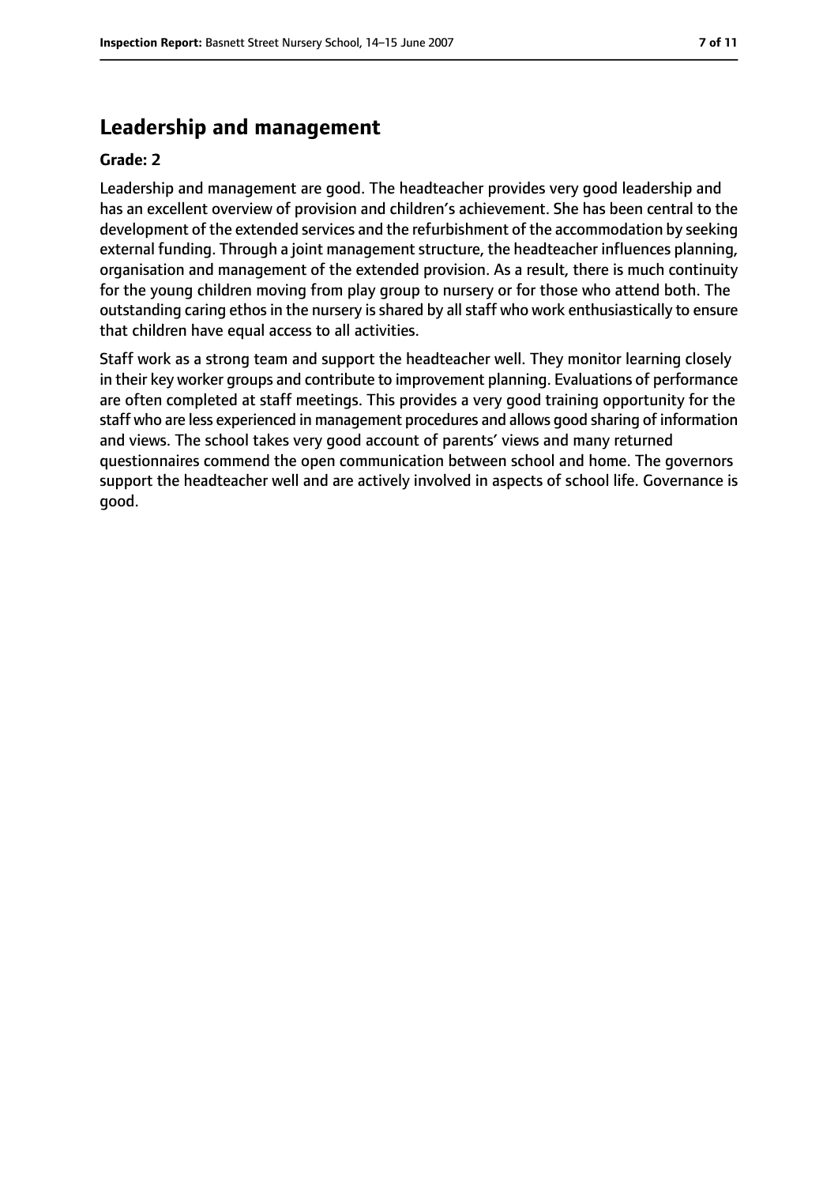## Leadership and management

**Grade: 2**

Leadership and management are good. The headteacher provides very good leadership and has an excellent overview of provision and children's achievement. She has been central to the development of the extended services and the refurbishment of the accommodation by seeking external funding. Through a joint management structure, the headteacher influences planning, organisation and management of the extended provision. As a result, there is much continuity for the young children moving from play group to nursery or for those who attend both. The outstanding caring ethos in the nursery is shared by all staff who work enthusiastically to ensure that children have equal access to all activities.

Staff work as a strong team and support the headteacher well. They monitor learning closely in their key worker groups and contribute to improvement planning. Evaluations of performance are often completed at staff meetings. This provides a very good training opportunity for the staff who are less experienced in management procedures and allows good sharing of information and views. The school takes very good account of parents' views and many returned questionnaires commend the open communication between school and home. The governors support the headteacher well and are actively involved in aspects of school life. Governance is good.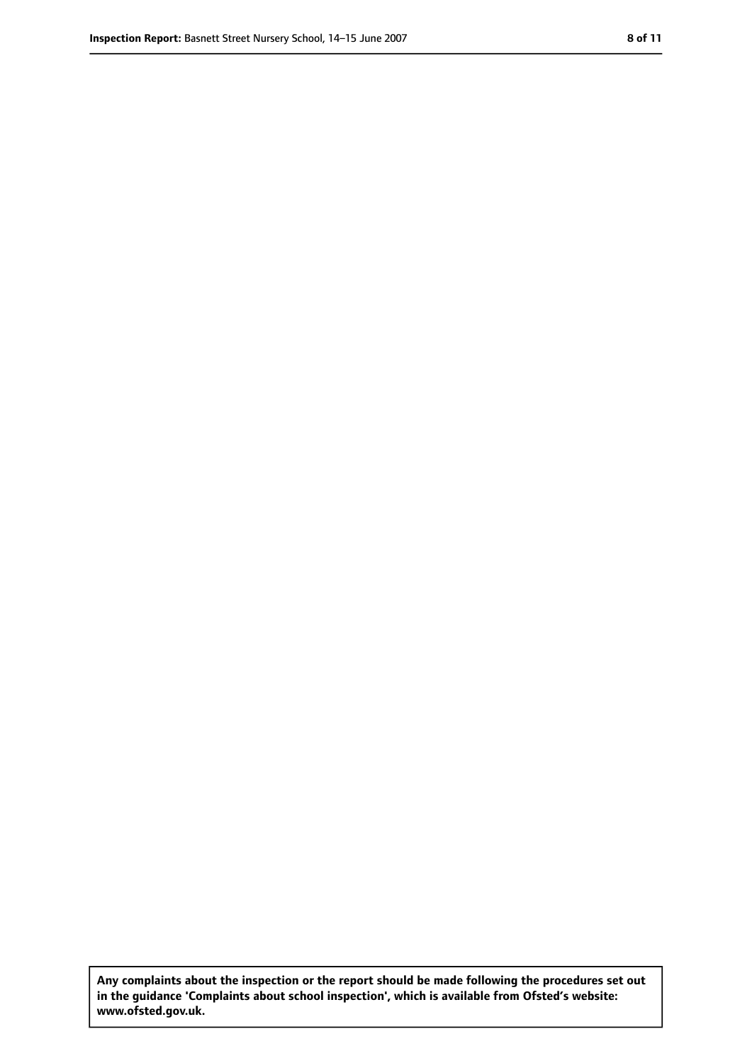Any complaints about the inspection or the report should be made following the procedures set out in the guidance 'Complaints about school inspection', which is available from Ofsted's website: www.ofsted.gov.uk.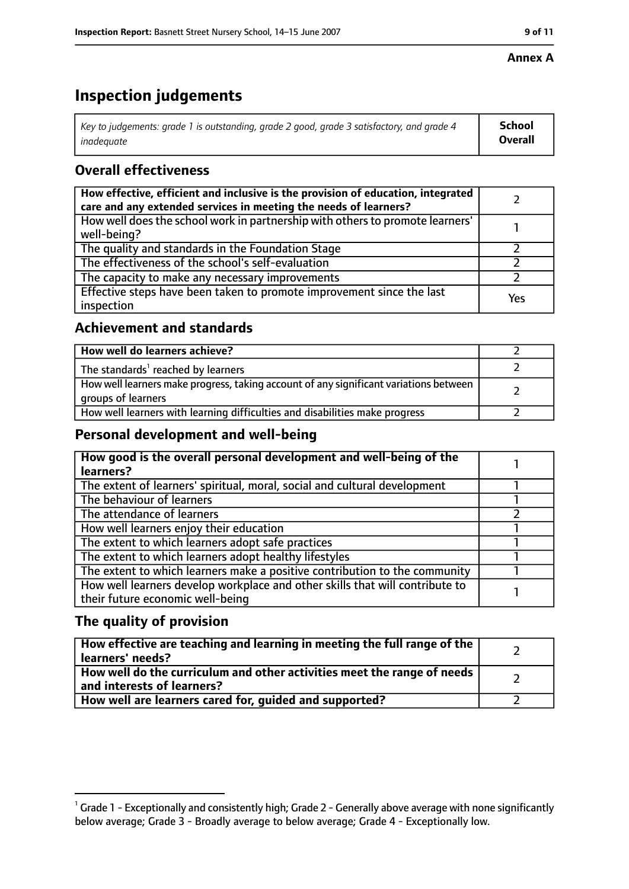**Annex A**

# Inspection judgements

| *Key to judgements: grade 1 is outstanding, grade 2 good, grade 3 satisfactory, and grade 4 inadequate* | **School Overall** |
|---|---|

## Overall effectiveness

| | |
|---|---|
| **How effective, efficient and inclusive is the provision of education, integrated care and any extended services in meeting the needs of learners?** | 2 |
| How well does the school work in partnership with others to promote learners' well-being? | 1 |
| The quality and standards in the Foundation Stage | 2 |
| The effectiveness of the school's self-evaluation | 2 |
| The capacity to make any necessary improvements | 2 |
| Effective steps have been taken to promote improvement since the last inspection | Yes |

## Achievement and standards

| | |
|---|---|
| **How well do learners achieve?** | 2 |
| The standards[1] reached by learners | 2 |
| How well learners make progress, taking account of any significant variations between groups of learners | 2 |
| How well learners with learning difficulties and disabilities make progress | 2 |

## Personal development and well-being

| | |
|---|---|
| **How good is the overall personal development and well-being of the learners?** | 1 |
| The extent of learners' spiritual, moral, social and cultural development | 1 |
| The behaviour of learners | 1 |
| The attendance of learners | 2 |
| How well learners enjoy their education | 1 |
| The extent to which learners adopt safe practices | 1 |
| The extent to which learners adopt healthy lifestyles | 1 |
| The extent to which learners make a positive contribution to the community | 1 |
| How well learners develop workplace and other skills that will contribute to their future economic well-being | 1 |

## The quality of provision

| | |
|---|---|
| **How effective are teaching and learning in meeting the full range of the learners' needs?** | 2 |
| **How well do the curriculum and other activities meet the range of needs and interests of learners?** | 2 |
| **How well are learners cared for, guided and supported?** | 2 |

[1] Grade 1 - Exceptionally and consistently high; Grade 2 - Generally above average with none significantly below average; Grade 3 - Broadly average to below average; Grade 4 - Exceptionally low.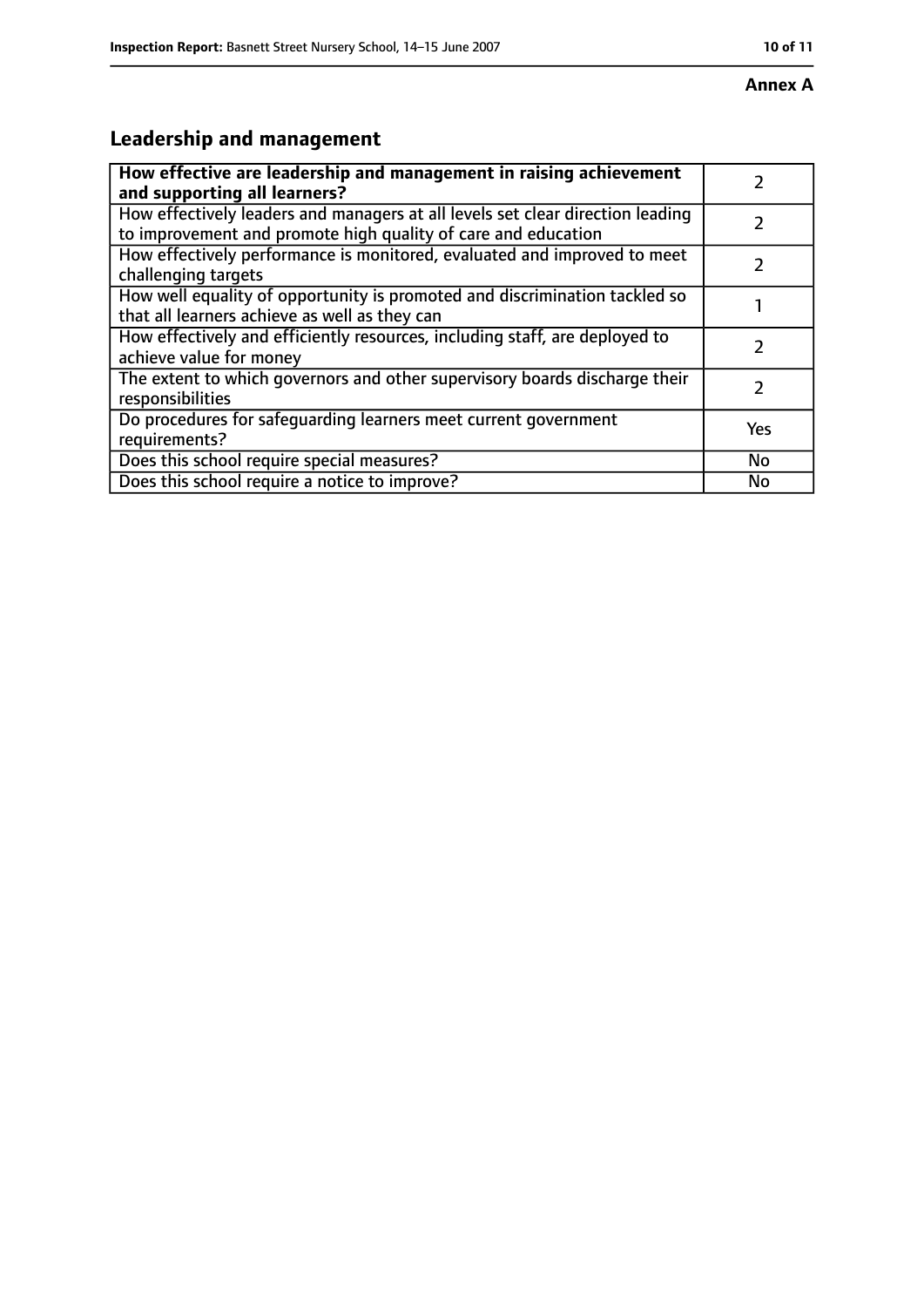**Annex A**

## Leadership and management

| How effective are leadership and management in raising achievement and supporting all learners? | 2 |
| --- | --- |
| How effectively leaders and managers at all levels set clear direction leading to improvement and promote high quality of care and education | 2 |
| How effectively performance is monitored, evaluated and improved to meet challenging targets | 2 |
| How well equality of opportunity is promoted and discrimination tackled so that all learners achieve as well as they can | 1 |
| How effectively and efficiently resources, including staff, are deployed to achieve value for money | 2 |
| The extent to which governors and other supervisory boards discharge their responsibilities | 2 |
| Do procedures for safeguarding learners meet current government requirements? | Yes |
| Does this school require special measures? | No |
| Does this school require a notice to improve? | No |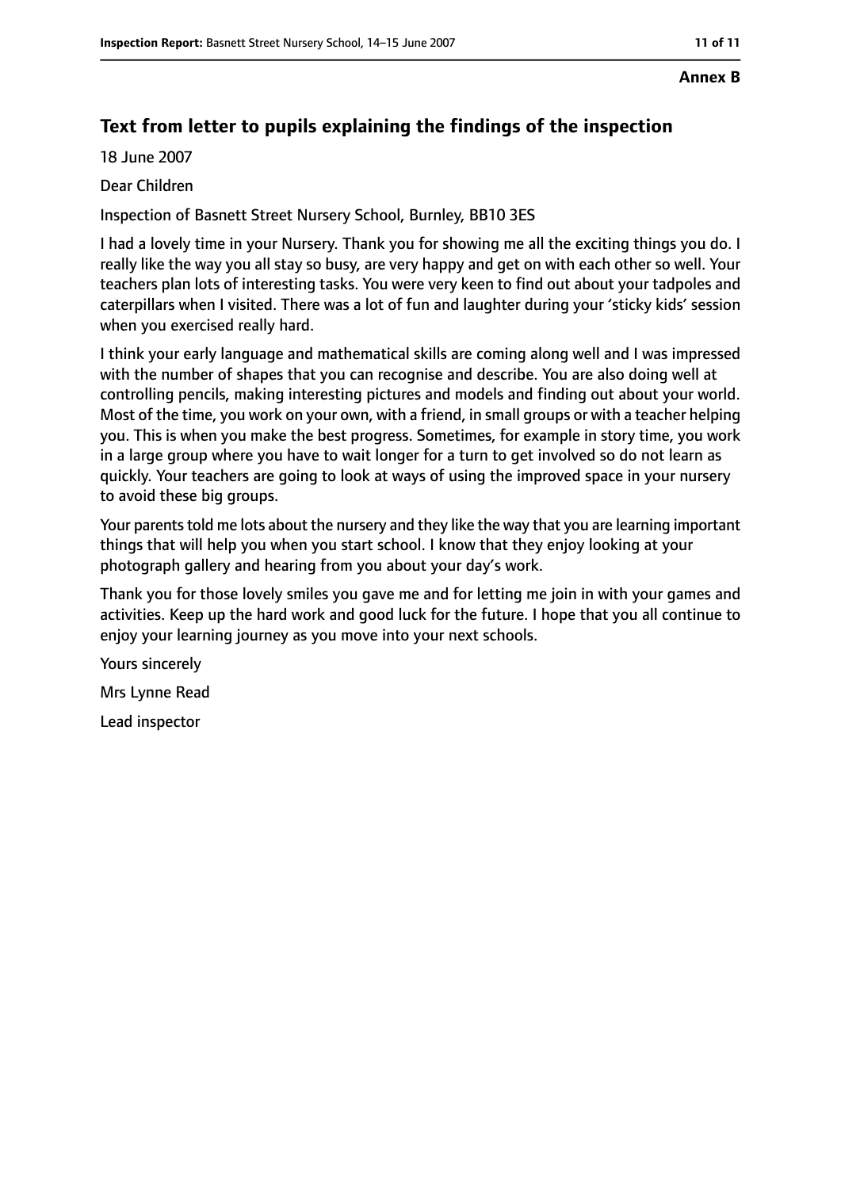**Annex B**

## Text from letter to pupils explaining the findings of the inspection

18 June 2007

Dear Children

Inspection of Basnett Street Nursery School, Burnley, BB10 3ES

I had a lovely time in your Nursery. Thank you for showing me all the exciting things you do. I really like the way you all stay so busy, are very happy and get on with each other so well. Your teachers plan lots of interesting tasks. You were very keen to find out about your tadpoles and caterpillars when I visited. There was a lot of fun and laughter during your 'sticky kids' session when you exercised really hard.

I think your early language and mathematical skills are coming along well and I was impressed with the number of shapes that you can recognise and describe. You are also doing well at controlling pencils, making interesting pictures and models and finding out about your world. Most of the time, you work on your own, with a friend, in small groups or with a teacher helping you. This is when you make the best progress. Sometimes, for example in story time, you work in a large group where you have to wait longer for a turn to get involved so do not learn as quickly. Your teachers are going to look at ways of using the improved space in your nursery to avoid these big groups.

Your parents told me lots about the nursery and they like the way that you are learning important things that will help you when you start school. I know that they enjoy looking at your photograph gallery and hearing from you about your day's work.

Thank you for those lovely smiles you gave me and for letting me join in with your games and activities. Keep up the hard work and good luck for the future. I hope that you all continue to enjoy your learning journey as you move into your next schools.

Yours sincerely

Mrs Lynne Read

Lead inspector